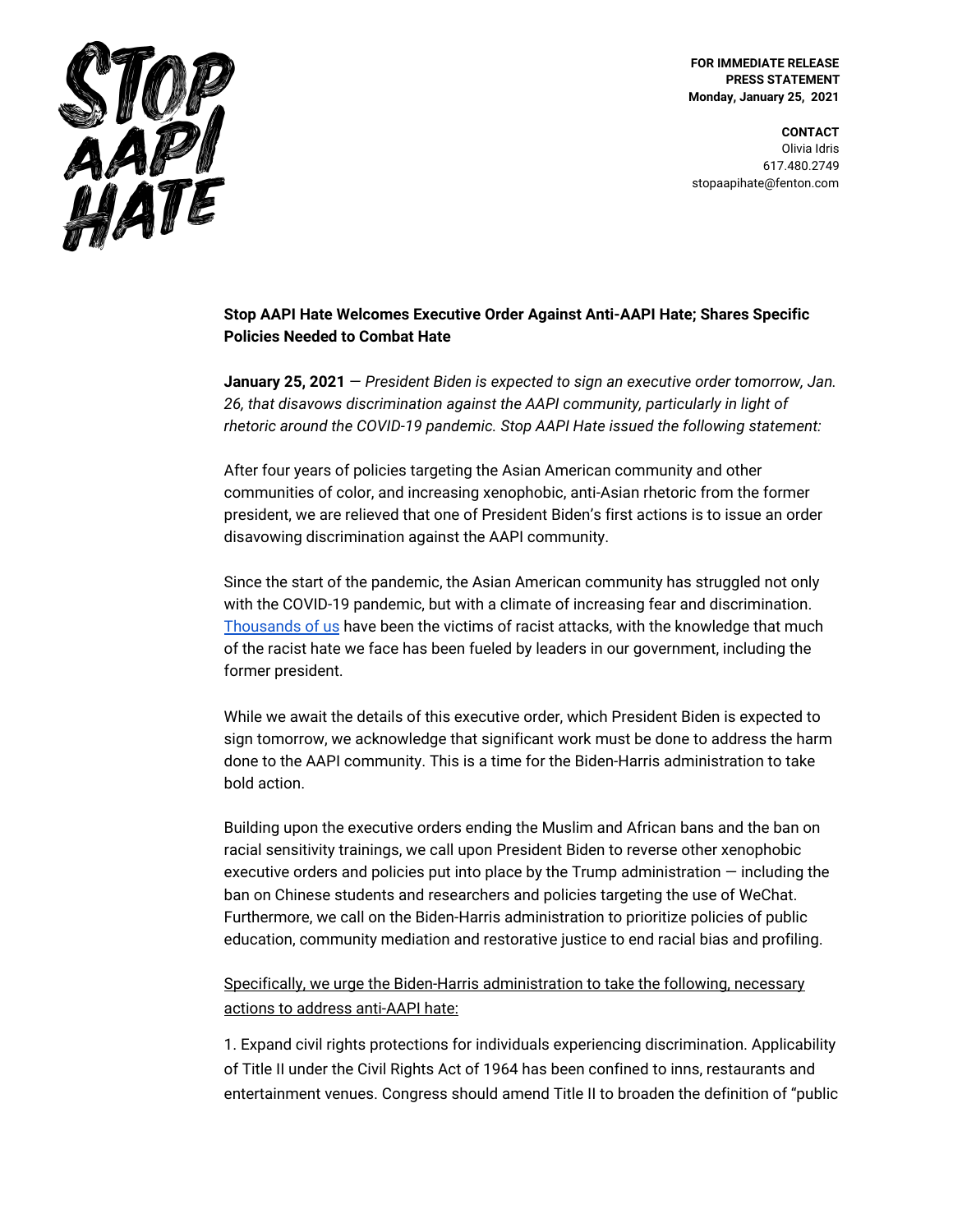STOP AAPI HATE

**FOR IMMEDIATE RELEASE**
**PRESS STATEMENT**
**Monday, January 25, 2021**

**CONTACT**
Olivia Idris
617.480.2749
stopaapihate@fenton.com

**Stop AAPI Hate Welcomes Executive Order Against Anti-AAPI Hate; Shares Specific Policies Needed to Combat Hate**

**January 25, 2021** — *President Biden is expected to sign an executive order tomorrow, Jan. 26, that disavows discrimination against the AAPI community, particularly in light of rhetoric around the COVID-19 pandemic. Stop AAPI Hate issued the following statement:*

After four years of policies targeting the Asian American community and other communities of color, and increasing xenophobic, anti-Asian rhetoric from the former president, we are relieved that one of President Biden's first actions is to issue an order disavowing discrimination against the AAPI community.

Since the start of the pandemic, the Asian American community has struggled not only with the COVID-19 pandemic, but with a climate of increasing fear and discrimination. Thousands of us have been the victims of racist attacks, with the knowledge that much of the racist hate we face has been fueled by leaders in our government, including the former president.

While we await the details of this executive order, which President Biden is expected to sign tomorrow, we acknowledge that significant work must be done to address the harm done to the AAPI community. This is a time for the Biden-Harris administration to take bold action.

Building upon the executive orders ending the Muslim and African bans and the ban on racial sensitivity trainings, we call upon President Biden to reverse other xenophobic executive orders and policies put into place by the Trump administration — including the ban on Chinese students and researchers and policies targeting the use of WeChat. Furthermore, we call on the Biden-Harris administration to prioritize policies of public education, community mediation and restorative justice to end racial bias and profiling.

Specifically, we urge the Biden-Harris administration to take the following, necessary actions to address anti-AAPI hate:

1. Expand civil rights protections for individuals experiencing discrimination. Applicability of Title II under the Civil Rights Act of 1964 has been confined to inns, restaurants and entertainment venues. Congress should amend Title II to broaden the definition of "public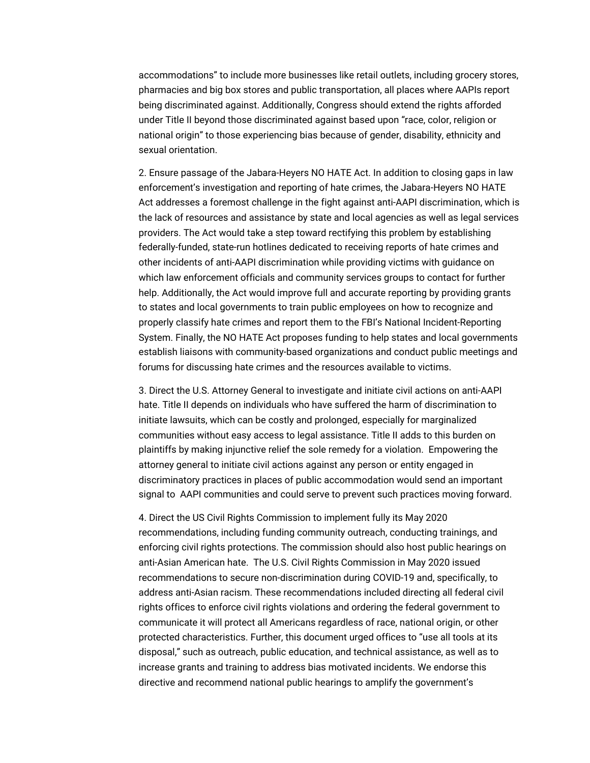accommodations" to include more businesses like retail outlets, including grocery stores, pharmacies and big box stores and public transportation, all places where AAPIs report being discriminated against. Additionally, Congress should extend the rights afforded under Title II beyond those discriminated against based upon "race, color, religion or national origin" to those experiencing bias because of gender, disability, ethnicity and sexual orientation.

2. Ensure passage of the Jabara-Heyers NO HATE Act. In addition to closing gaps in law enforcement's investigation and reporting of hate crimes, the Jabara-Heyers NO HATE Act addresses a foremost challenge in the fight against anti-AAPI discrimination, which is the lack of resources and assistance by state and local agencies as well as legal services providers. The Act would take a step toward rectifying this problem by establishing federally-funded, state-run hotlines dedicated to receiving reports of hate crimes and other incidents of anti-AAPI discrimination while providing victims with guidance on which law enforcement officials and community services groups to contact for further help. Additionally, the Act would improve full and accurate reporting by providing grants to states and local governments to train public employees on how to recognize and properly classify hate crimes and report them to the FBI's National Incident-Reporting System. Finally, the NO HATE Act proposes funding to help states and local governments establish liaisons with community-based organizations and conduct public meetings and forums for discussing hate crimes and the resources available to victims.

3. Direct the U.S. Attorney General to investigate and initiate civil actions on anti-AAPI hate. Title II depends on individuals who have suffered the harm of discrimination to initiate lawsuits, which can be costly and prolonged, especially for marginalized communities without easy access to legal assistance. Title II adds to this burden on plaintiffs by making injunctive relief the sole remedy for a violation. Empowering the attorney general to initiate civil actions against any person or entity engaged in discriminatory practices in places of public accommodation would send an important signal to AAPI communities and could serve to prevent such practices moving forward.

4. Direct the US Civil Rights Commission to implement fully its May 2020 recommendations, including funding community outreach, conducting trainings, and enforcing civil rights protections. The commission should also host public hearings on anti-Asian American hate. The U.S. Civil Rights Commission in May 2020 issued recommendations to secure non-discrimination during COVID-19 and, specifically, to address anti-Asian racism. These recommendations included directing all federal civil rights offices to enforce civil rights violations and ordering the federal government to communicate it will protect all Americans regardless of race, national origin, or other protected characteristics. Further, this document urged offices to "use all tools at its disposal," such as outreach, public education, and technical assistance, as well as to increase grants and training to address bias motivated incidents. We endorse this directive and recommend national public hearings to amplify the government's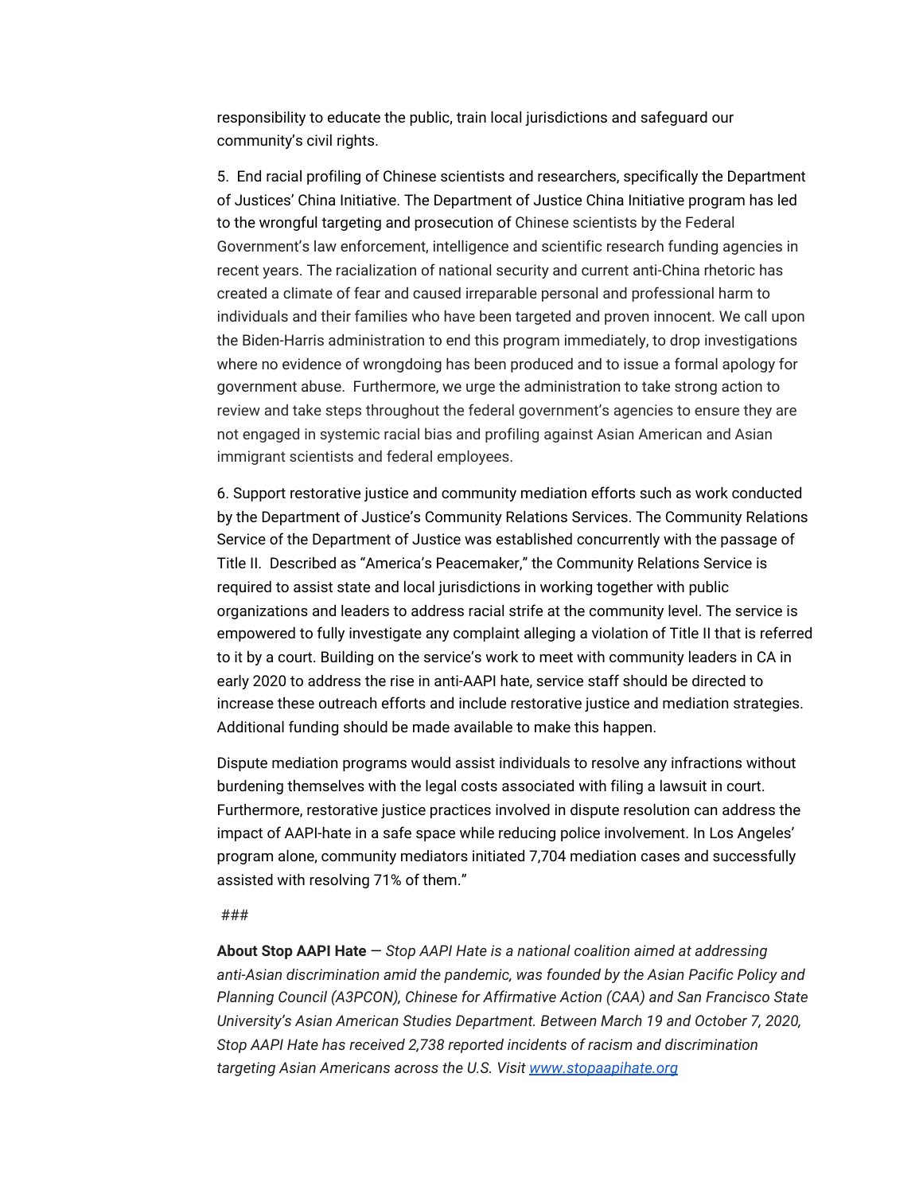responsibility to educate the public, train local jurisdictions and safeguard our community's civil rights.

5. End racial profiling of Chinese scientists and researchers, specifically the Department of Justices' China Initiative. The Department of Justice China Initiative program has led to the wrongful targeting and prosecution of Chinese scientists by the Federal Government's law enforcement, intelligence and scientific research funding agencies in recent years. The racialization of national security and current anti-China rhetoric has created a climate of fear and caused irreparable personal and professional harm to individuals and their families who have been targeted and proven innocent. We call upon the Biden-Harris administration to end this program immediately, to drop investigations where no evidence of wrongdoing has been produced and to issue a formal apology for government abuse. Furthermore, we urge the administration to take strong action to review and take steps throughout the federal government's agencies to ensure they are not engaged in systemic racial bias and profiling against Asian American and Asian immigrant scientists and federal employees.

6. Support restorative justice and community mediation efforts such as work conducted by the Department of Justice's Community Relations Services. The Community Relations Service of the Department of Justice was established concurrently with the passage of Title II. Described as "America's Peacemaker," the Community Relations Service is required to assist state and local jurisdictions in working together with public organizations and leaders to address racial strife at the community level. The service is empowered to fully investigate any complaint alleging a violation of Title II that is referred to it by a court. Building on the service's work to meet with community leaders in CA in early 2020 to address the rise in anti-AAPI hate, service staff should be directed to increase these outreach efforts and include restorative justice and mediation strategies. Additional funding should be made available to make this happen.

Dispute mediation programs would assist individuals to resolve any infractions without burdening themselves with the legal costs associated with filing a lawsuit in court. Furthermore, restorative justice practices involved in dispute resolution can address the impact of AAPI-hate in a safe space while reducing police involvement. In Los Angeles' program alone, community mediators initiated 7,704 mediation cases and successfully assisted with resolving 71% of them."

###

**About Stop AAPI Hate** — *Stop AAPI Hate is a national coalition aimed at addressing anti-Asian discrimination amid the pandemic, was founded by the Asian Pacific Policy and Planning Council (A3PCON), Chinese for Affirmative Action (CAA) and San Francisco State University's Asian American Studies Department. Between March 19 and October 7, 2020, Stop AAPI Hate has received 2,738 reported incidents of racism and discrimination targeting Asian Americans across the U.S. Visit [www.stopaapihate.org](www.stopaapihate.org)*